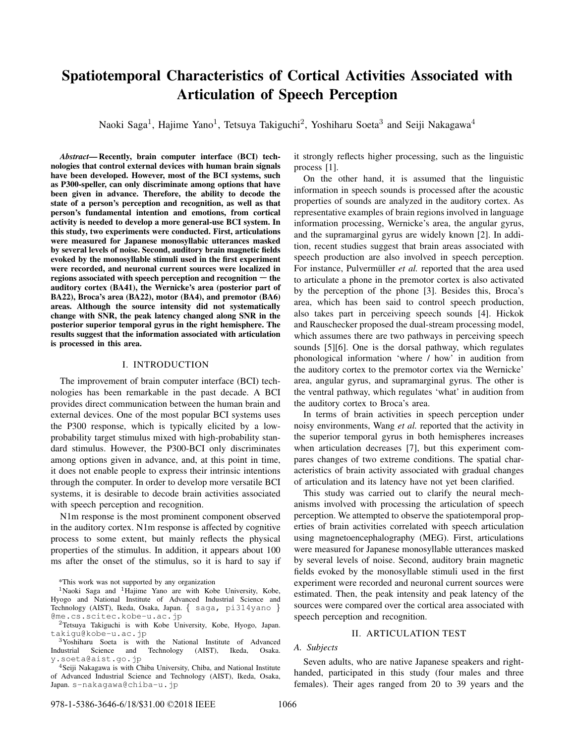// Spatiotemporal Characteristics of Cortical Activities Associated with Articulation of Speech Perception

Naoki Saga[1], Hajime Yano[1], Tetsuya Takiguchi[2], Yoshiharu Soeta[3] and Seiji Nakagawa[4]

***Abstract*— Recently, brain computer interface (BCI) technologies that control external devices with human brain signals have been developed. However, most of the BCI systems, such as P300-speller, can only discriminate among options that have been given in advance. Therefore, the ability to decode the state of a person's perception and recognition, as well as that person's fundamental intention and emotions, from cortical activity is needed to develop a more general-use BCI system. In this study, two experiments were conducted. First, articulations were measured for Japanese monosyllabic utterances masked by several levels of noise. Second, auditory brain magnetic fields evoked by the monosyllable stimuli used in the first experiment were recorded, and neuronal current sources were localized in regions associated with speech perception and recognition — the auditory cortex (BA41), the Wernicke's area (posterior part of BA22), Broca's area (BA22), motor (BA4), and premotor (BA6) areas. Although the source intensity did not systematically change with SNR, the peak latency changed along SNR in the posterior superior temporal gyrus in the right hemisphere. The results suggest that the information associated with articulation is processed in this area.**

## I. INTRODUCTION

The improvement of brain computer interface (BCI) technologies has been remarkable in the past decade. A BCI provides direct communication between the human brain and external devices. One of the most popular BCI systems uses the P300 response, which is typically elicited by a low-probability target stimulus mixed with high-probability standard stimulus. However, the P300-BCI only discriminates among options given in advance, and, at this point in time, it does not enable people to express their intrinsic intentions through the computer. In order to develop more versatile BCI systems, it is desirable to decode brain activities associated with speech perception and recognition.

N1m response is the most prominent component observed in the auditory cortex. N1m response is affected by cognitive process to some extent, but mainly reflects the physical properties of the stimulus. In addition, it appears about 100 ms after the onset of the stimulus, so it is hard to say if it strongly reflects higher processing, such as the linguistic process [1].

On the other hand, it is assumed that the linguistic information in speech sounds is processed after the acoustic properties of sounds are analyzed in the auditory cortex. As representative examples of brain regions involved in language information processing, Wernicke's area, the angular gyrus, and the supramarginal gyrus are widely known [2]. In addition, recent studies suggest that brain areas associated with speech production are also involved in speech perception. For instance, Pulvermüller *et al.* reported that the area used to articulate a phone in the premotor cortex is also activated by the perception of the phone [3]. Besides this, Broca's area, which has been said to control speech production, also takes part in perceiving speech sounds [4]. Hickok and Rauschecker proposed the dual-stream processing model, which assumes there are two pathways in perceiving speech sounds [5][6]. One is the dorsal pathway, which regulates phonological information 'where / how' in audition from the auditory cortex to the premotor cortex via the Wernicke' area, angular gyrus, and supramarginal gyrus. The other is the ventral pathway, which regulates 'what' in audition from the auditory cortex to Broca's area.

In terms of brain activities in speech perception under noisy environments, Wang *et al.* reported that the activity in the superior temporal gyrus in both hemispheres increases when articulation decreases [7], but this experiment compares changes of two extreme conditions. The spatial characteristics of brain activity associated with gradual changes of articulation and its latency have not yet been clarified.

This study was carried out to clarify the neural mechanisms involved with processing the articulation of speech perception. We attempted to observe the spatiotemporal properties of brain activities correlated with speech articulation using magnetoencephalography (MEG). First, articulations were measured for Japanese monosyllable utterances masked by several levels of noise. Second, auditory brain magnetic fields evoked by the monosyllable stimuli used in the first experiment were recorded and neuronal current sources were estimated. Then, the peak intensity and peak latency of the sources were compared over the cortical area associated with speech perception and recognition.

## II. ARTICULATION TEST

### A. Subjects

Seven adults, who are native Japanese speakers and right-handed, participated in this study (four males and three females). Their ages ranged from 20 to 39 years and the

*This work was not supported by any organization

[1]Naoki Saga and [1]Hajime Yano are with Kobe University, Kobe, Hyogo and National Institute of Advanced Industrial Science and Technology (AIST), Ikeda, Osaka, Japan. { saga, pi314yano } @me.cs.scitec.kobe-u.ac.jp

[2]Tetsuya Takiguchi is with Kobe University, Kobe, Hyogo, Japan. takigu@kobe-u.ac.jp

[3]Yoshiharu Soeta is with the National Institute of Advanced Industrial Science and Technology (AIST), Ikeda, Osaka. y.soeta@aist.go.jp

[4]Seiji Nakagawa is with Chiba University, Chiba, and National Institute of Advanced Industrial Science and Technology (AIST), Ikeda, Osaka, Japan. s-nakagawa@chiba-u.jp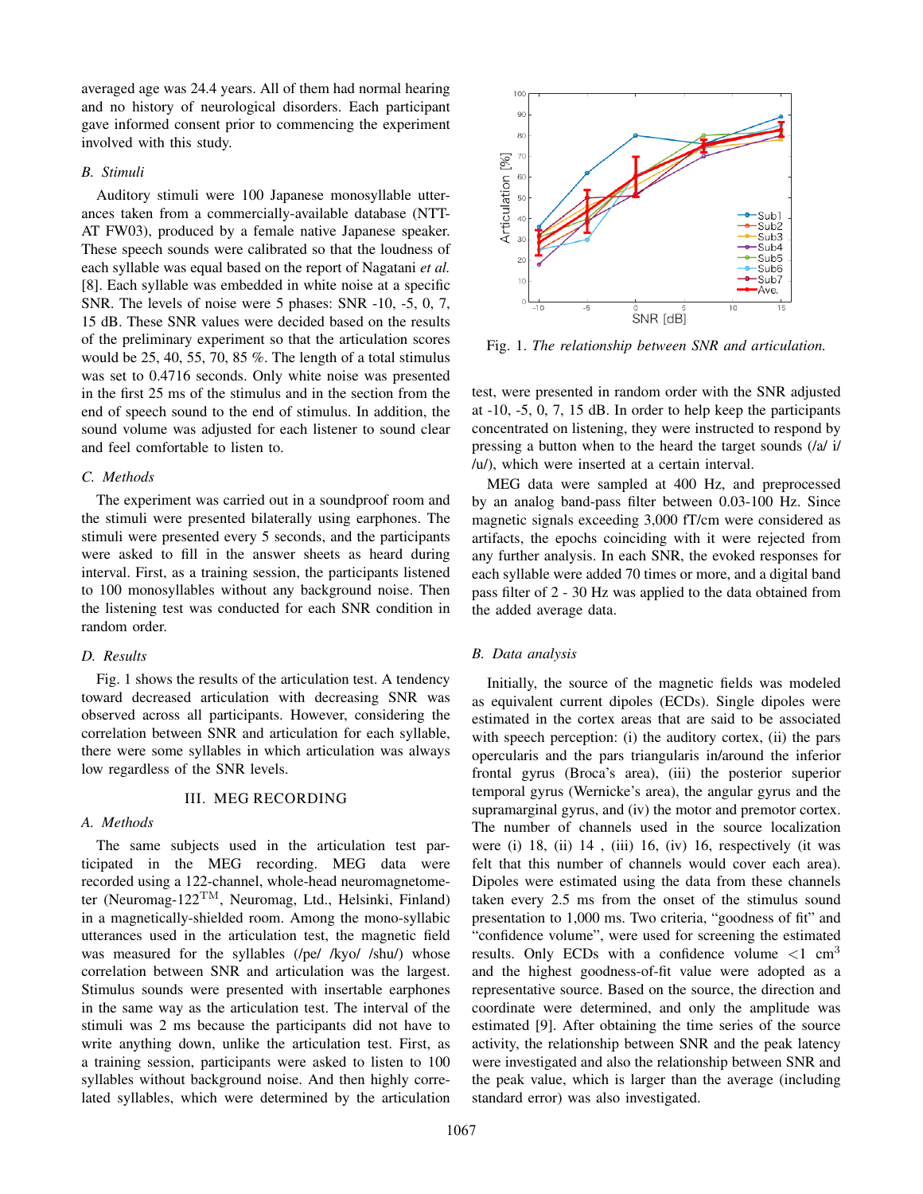averaged age was 24.4 years. All of them had normal hearing and no history of neurological disorders. Each participant gave informed consent prior to commencing the experiment involved with this study.

### B. Stimuli

Auditory stimuli were 100 Japanese monosyllable utterances taken from a commercially-available database (NTT-AT FW03), produced by a female native Japanese speaker. These speech sounds were calibrated so that the loudness of each syllable was equal based on the report of Nagatani *et al.* [8]. Each syllable was embedded in white noise at a specific SNR. The levels of noise were 5 phases: SNR -10, -5, 0, 7, 15 dB. These SNR values were decided based on the results of the preliminary experiment so that the articulation scores would be 25, 40, 55, 70, 85 %. The length of a total stimulus was set to 0.4716 seconds. Only white noise was presented in the first 25 ms of the stimulus and in the section from the end of speech sound to the end of stimulus. In addition, the sound volume was adjusted for each listener to sound clear and feel comfortable to listen to.

### C. Methods

The experiment was carried out in a soundproof room and the stimuli were presented bilaterally using earphones. The stimuli were presented every 5 seconds, and the participants were asked to fill in the answer sheets as heard during interval. First, as a training session, the participants listened to 100 monosyllables without any background noise. Then the listening test was conducted for each SNR condition in random order.

### D. Results

Fig. 1 shows the results of the articulation test. A tendency toward decreased articulation with decreasing SNR was observed across all participants. However, considering the correlation between SNR and articulation for each syllable, there were some syllables in which articulation was always low regardless of the SNR levels.

## III. MEG RECORDING

### A. Methods

The same subjects used in the articulation test participated in the MEG recording. MEG data were recorded using a 122-channel, whole-head neuromagnetometer (Neuromag-122$^{TM}$, Neuromag, Ltd., Helsinki, Finland) in a magnetically-shielded room. Among the mono-syllabic utterances used in the articulation test, the magnetic field was measured for the syllables (/pe/ /kyo/ /shu/) whose correlation between SNR and articulation was the largest. Stimulus sounds were presented with insertable earphones in the same way as the articulation test. The interval of the stimuli was 2 ms because the participants did not have to write anything down, unlike the articulation test. First, as a training session, participants were asked to listen to 100 syllables without background noise. And then highly correlated syllables, which were determined by the articulation test, were presented in random order with the SNR adjusted at -10, -5, 0, 7, 15 dB. In order to help keep the participants concentrated on listening, they were instructed to respond by pressing a button when to the heard the target sounds (/a/ i/ /u/), which were inserted at a certain interval.

MEG data were sampled at 400 Hz, and preprocessed by an analog band-pass filter between 0.03-100 Hz. Since magnetic signals exceeding 3,000 fT/cm were considered as artifacts, the epochs coinciding with it were rejected from any further analysis. In each SNR, the evoked responses for each syllable were added 70 times or more, and a digital band pass filter of 2 - 30 Hz was applied to the data obtained from the added average data.

Fig. 1. *The relationship between SNR and articulation.*

### B. Data analysis

Initially, the source of the magnetic fields was modeled as equivalent current dipoles (ECDs). Single dipoles were estimated in the cortex areas that are said to be associated with speech perception: (i) the auditory cortex, (ii) the pars opercularis and the pars triangularis in/around the inferior frontal gyrus (Broca's area), (iii) the posterior superior temporal gyrus (Wernicke's area), the angular gyrus and the supramarginal gyrus, and (iv) the motor and premotor cortex. The number of channels used in the source localization were (i) 18, (ii) 14 , (iii) 16, (iv) 16, respectively (it was felt that this number of channels would cover each area). Dipoles were estimated using the data from these channels taken every 2.5 ms from the onset of the stimulus sound presentation to 1,000 ms. Two criteria, "goodness of fit" and "confidence volume", were used for screening the estimated results. Only ECDs with a confidence volume <1 cm$^3$ and the highest goodness-of-fit value were adopted as a representative source. Based on the source, the direction and coordinate were determined, and only the amplitude was estimated [9]. After obtaining the time series of the source activity, the relationship between SNR and the peak latency were investigated and also the relationship between SNR and the peak value, which is larger than the average (including standard error) was also investigated.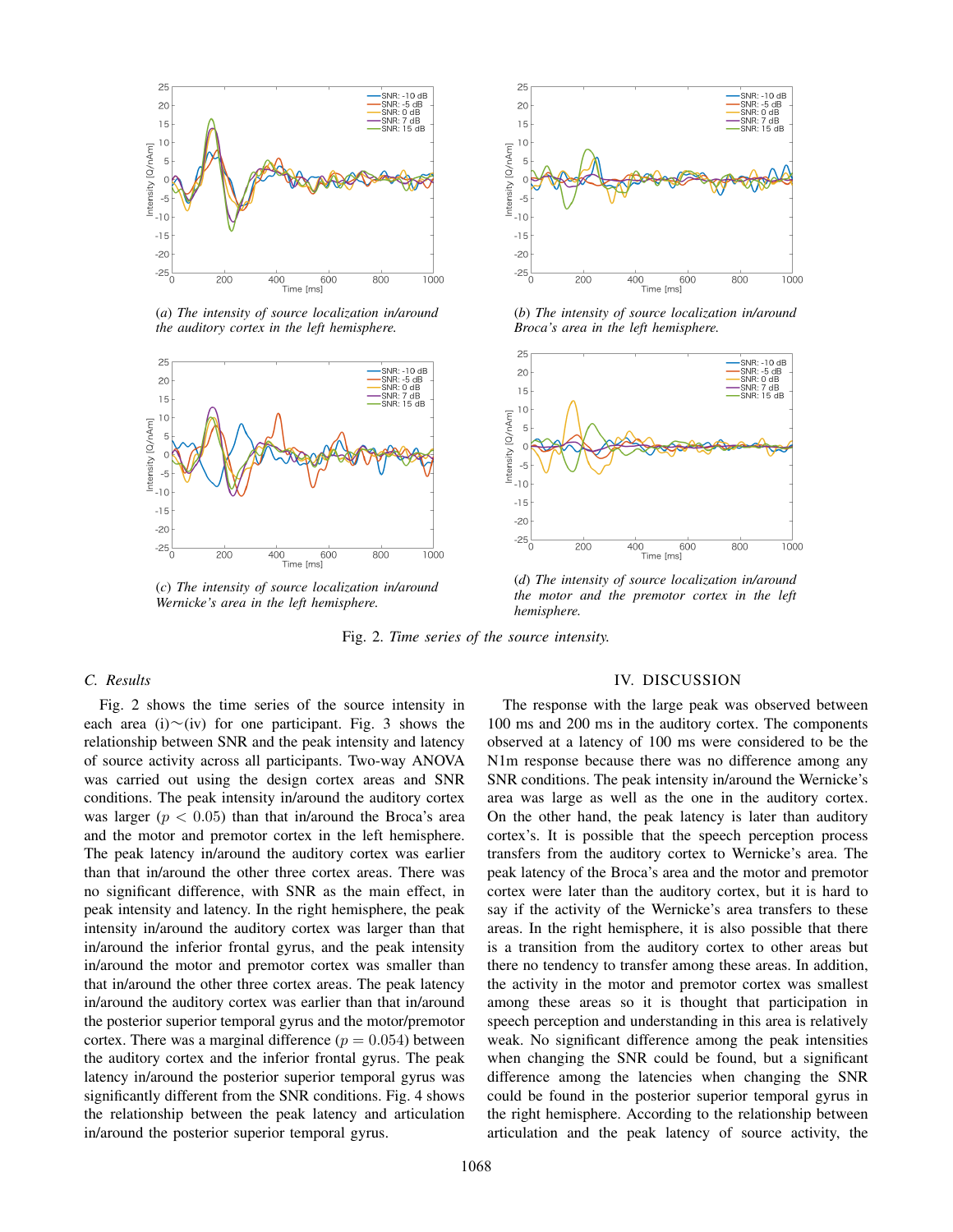(a) *The intensity of source localization in/around the auditory cortex in the left hemisphere.*

(b) *The intensity of source localization in/around Broca's area in the left hemisphere.*

(c) *The intensity of source localization in/around Wernicke's area in the left hemisphere.*

(d) *The intensity of source localization in/around the motor and the premotor cortex in the left hemisphere.*

Fig. 2. *Time series of the source intensity.*

### C. Results

Fig. 2 shows the time series of the source intensity in each area (i)∼(iv) for one participant. Fig. 3 shows the relationship between SNR and the peak intensity and latency of source activity across all participants. Two-way ANOVA was carried out using the design cortex areas and SNR conditions. The peak intensity in/around the auditory cortex was larger ($p < 0.05$) than that in/around the Broca's area and the motor and premotor cortex in the left hemisphere. The peak latency in/around the auditory cortex was earlier than that in/around the other three cortex areas. There was no significant difference, with SNR as the main effect, in peak intensity and latency. In the right hemisphere, the peak intensity in/around the auditory cortex was larger than that in/around the inferior frontal gyrus, and the peak intensity in/around the motor and premotor cortex was smaller than that in/around the other three cortex areas. The peak latency in/around the auditory cortex was earlier than that in/around the posterior superior temporal gyrus and the motor/premotor cortex. There was a marginal difference ($p = 0.054$) between the auditory cortex and the inferior frontal gyrus. The peak latency in/around the posterior superior temporal gyrus was significantly different from the SNR conditions. Fig. 4 shows the relationship between the peak latency and articulation in/around the posterior superior temporal gyrus.

## IV. DISCUSSION

The response with the large peak was observed between 100 ms and 200 ms in the auditory cortex. The components observed at a latency of 100 ms were considered to be the N1m response because there was no difference among any SNR conditions. The peak intensity in/around the Wernicke's area was large as well as the one in the auditory cortex. On the other hand, the peak latency is later than auditory cortex's. It is possible that the speech perception process transfers from the auditory cortex to Wernicke's area. The peak latency of the Broca's area and the motor and premotor cortex were later than the auditory cortex, but it is hard to say if the activity of the Wernicke's area transfers to these areas. In the right hemisphere, it is also possible that there is a transition from the auditory cortex to other areas but there no tendency to transfer among these areas. In addition, the activity in the motor and premotor cortex was smallest among these areas so it is thought that participation in speech perception and understanding in this area is relatively weak. No significant difference among the peak intensities when changing the SNR could be found, but a significant difference among the latencies when changing the SNR could be found in the posterior superior temporal gyrus in the right hemisphere. According to the relationship between articulation and the peak latency of source activity, the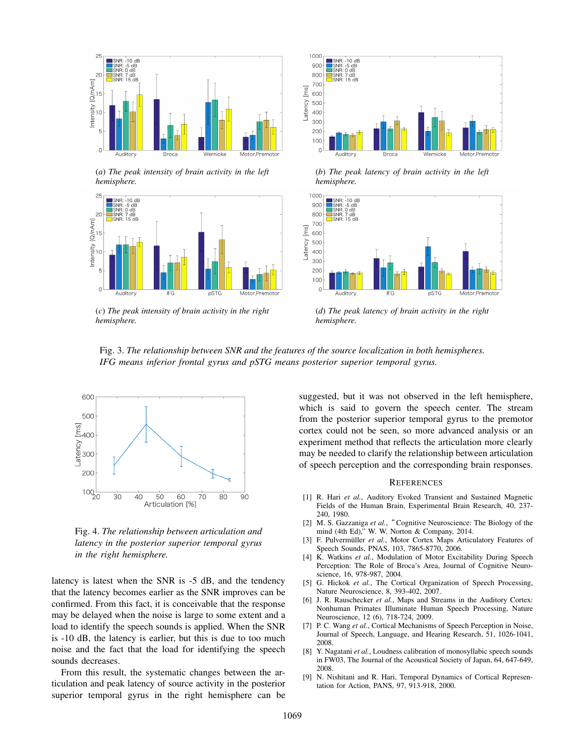Auditory Broca Wernicke Motor,Premotor

SNR: -10 dB
SNR: -5 dB
SNR: 0 dB
SNR: 7 dB
SNR: 15 dB

Intensity [Q/nAm]

(*a*) *The peak intensity of brain activity in the left hemisphere.*

Auditory Broca Wernicke Motor,Premotor

Latency [ms]

(*b*) *The peak latency of brain activity in the left hemisphere.*

Auditory IFG pSTG Motor,Premotor

Intensity [Q/nAm]

(*c*) *The peak intensity of brain activity in the right hemisphere.*

Auditory IFG pSTG Motor,Premotor

Latency [ms]

(*d*) *The peak latency of brain activity in the right hemisphere.*

Fig. 3. *The relationship between SNR and the features of the source localization in both hemispheres. IFG means inferior frontal gyrus and pSTG means posterior superior temporal gyrus.*

Latency [ms]

Articulation [%]

Fig. 4. *The relationship between articulation and latency in the posterior superior temporal gyrus in the right hemisphere.*

latency is latest when the SNR is -5 dB, and the tendency that the latency becomes earlier as the SNR improves can be confirmed. From this fact, it is conceivable that the response may be delayed when the noise is large to some extent and a load to identify the speech sounds is applied. When the SNR is -10 dB, the latency is earlier, but this is due to too much noise and the fact that the load for identifying the speech sounds decreases.

From this result, the systematic changes between the articulation and peak latency of source activity in the posterior superior temporal gyrus in the right hemisphere can be suggested, but it was not observed in the left hemisphere, which is said to govern the speech center. The stream from the posterior superior temporal gyrus to the premotor cortex could not be seen, so more advanced analysis or an experiment method that reflects the articulation more clearly may be needed to clarify the relationship between articulation of speech perception and the corresponding brain responses.

## References

[1] R. Hari *et al.*, Auditory Evoked Transient and Sustained Magnetic Fields of the Human Brain, Experimental Brain Research, 40, 237-240, 1980.

[2] M. S. Gazzaniga *et al.*, "Cognitive Neuroscience: The Biology of the mind (4th Ed)," W. W. Norton & Company, 2014.

[3] F. Pulvermüller *et al.*, Motor Cortex Maps Articulatory Features of Speech Sounds, PNAS, 103, 7865-8770, 2006.

[4] K. Watkins *et al.*, Modulation of Motor Excitability During Speech Perception: The Role of Broca's Area, Journal of Cognitive Neuroscience, 16, 978-987, 2004.

[5] G. Hickok *et al.*, The Cortical Organization of Speech Processing, Nature Neuroscience, 8, 393-402, 2007.

[6] J. R. Rauschecker *et al.*, Maps and Streams in the Auditory Cortex: Nonhuman Primates Illuminate Human Speech Processing, Nature Neuroscience, 12 (6), 718-724, 2009.

[7] P. C. Wang *et al.*, Cortical Mechanisms of Speech Perception in Noise, Journal of Speech, Language, and Hearing Research, 51, 1026-1041, 2008.

[8] Y. Nagatani *et al.*, Loudness calibration of monosyllabic speech sounds in FW03, The Journal of the Acoustical Society of Japan, 64, 647-649, 2008.

[9] N. Nishitani and R. Hari, Temporal Dynamics of Cortical Representation for Action, PANS, 97, 913-918, 2000.